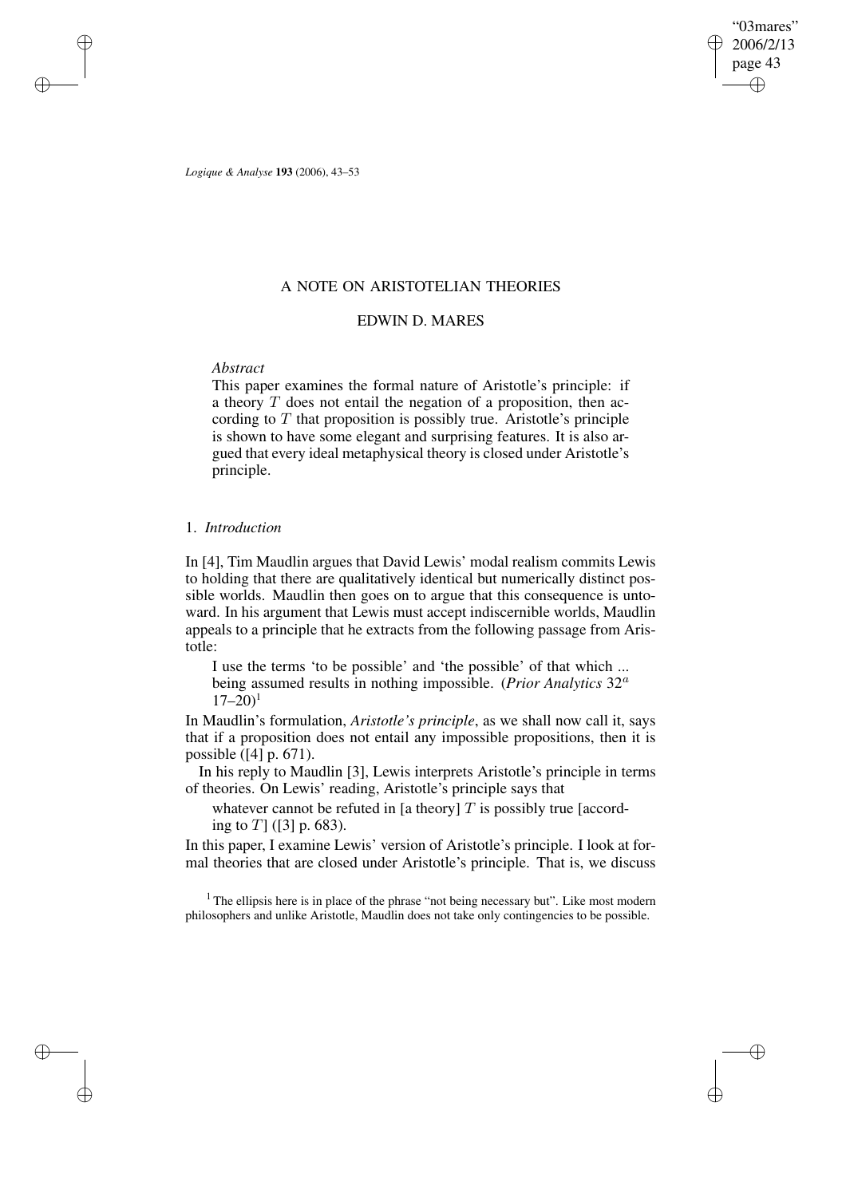# A NOTE ON ARISTOTELIAN THEORIES

## EDWIN D. MARES

*Abstract*

This paper examines the formal nature of Aristotle's principle: if a theory $T$ does not entail the negation of a proposition, then according to $T$ that proposition is possibly true. Aristotle's principle is shown to have some elegant and surprising features. It is also argued that every ideal metaphysical theory is closed under Aristotle's principle.

## 1. *Introduction*

In [4], Tim Maudlin argues that David Lewis' modal realism commits Lewis to holding that there are qualitatively identical but numerically distinct possible worlds. Maudlin then goes on to argue that this consequence is untoward. In his argument that Lewis must accept indiscernible worlds, Maudlin appeals to a principle that he extracts from the following passage from Aristotle:

> I use the terms 'to be possible' and 'the possible' of that which ... being assumed results in nothing impossible. (*Prior Analytics* $32^a$ 17–20)[1]

In Maudlin's formulation, *Aristotle's principle*, as we shall now call it, says that if a proposition does not entail any impossible propositions, then it is possible ([4] p. 671).

In his reply to Maudlin [3], Lewis interprets Aristotle's principle in terms of theories. On Lewis' reading, Aristotle's principle says that

> whatever cannot be refuted in [a theory] $T$ is possibly true [according to $T$] ([3] p. 683).

In this paper, I examine Lewis' version of Aristotle's principle. I look at formal theories that are closed under Aristotle's principle. That is, we discuss

[1] The ellipsis here is in place of the phrase "not being necessary but". Like most modern philosophers and unlike Aristotle, Maudlin does not take only contingencies to be possible.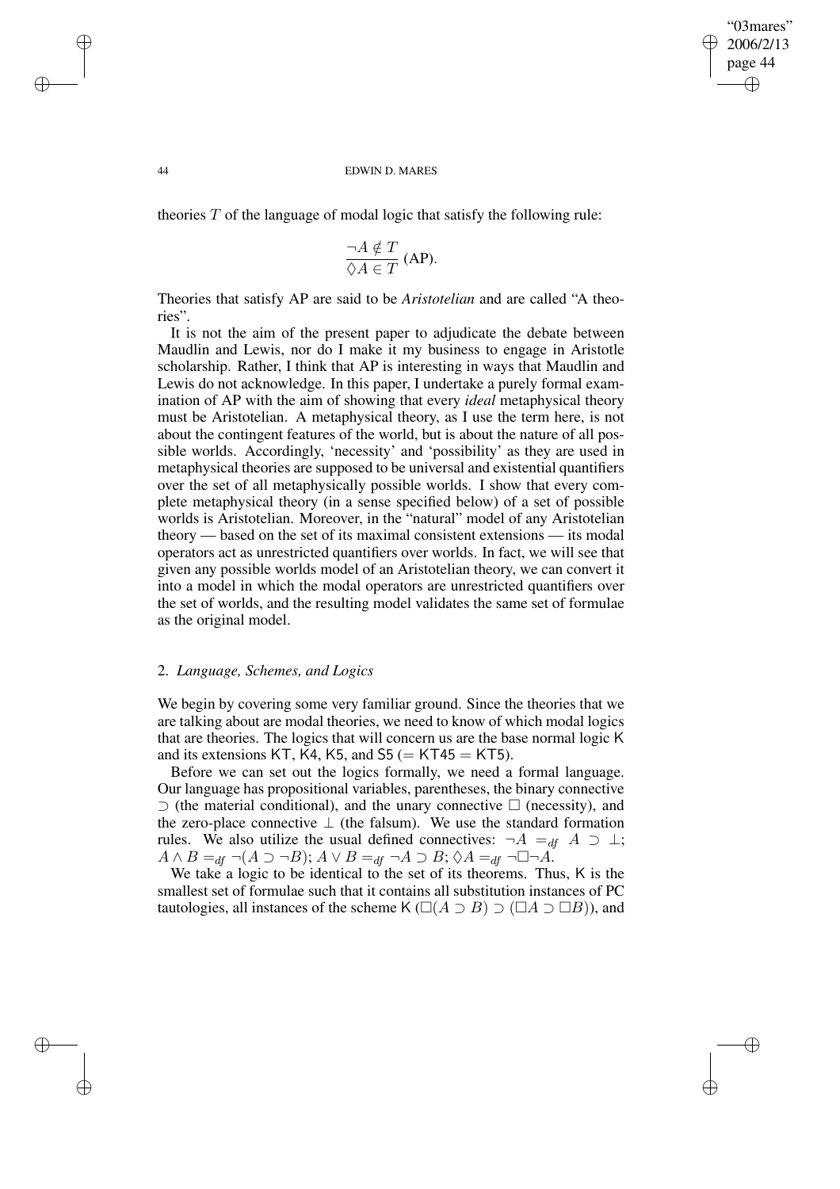theories $T$ of the language of modal logic that satisfy the following rule:

$$\frac{\neg A \notin T}{\Diamond A \in T} \text{ (AP).}$$

Theories that satisfy AP are said to be *Aristotelian* and are called "A theories".

It is not the aim of the present paper to adjudicate the debate between Maudlin and Lewis, nor do I make it my business to engage in Aristotle scholarship. Rather, I think that AP is interesting in ways that Maudlin and Lewis do not acknowledge. In this paper, I undertake a purely formal examination of AP with the aim of showing that every *ideal* metaphysical theory must be Aristotelian. A metaphysical theory, as I use the term here, is not about the contingent features of the world, but is about the nature of all possible worlds. Accordingly, 'necessity' and 'possibility' as they are used in metaphysical theories are supposed to be universal and existential quantifiers over the set of all metaphysically possible worlds. I show that every complete metaphysical theory (in a sense specified below) of a set of possible worlds is Aristotelian. Moreover, in the "natural" model of any Aristotelian theory — based on the set of its maximal consistent extensions — its modal operators act as unrestricted quantifiers over worlds. In fact, we will see that given any possible worlds model of an Aristotelian theory, we can convert it into a model in which the modal operators are unrestricted quantifiers over the set of worlds, and the resulting model validates the same set of formulae as the original model.

## 2. *Language, Schemes, and Logics*

We begin by covering some very familiar ground. Since the theories that we are talking about are modal theories, we need to know of which modal logics that are theories. The logics that will concern us are the base normal logic K and its extensions KT, K4, K5, and S5 (= KT45 = KT5).

Before we can set out the logics formally, we need a formal language. Our language has propositional variables, parentheses, the binary connective $\supset$ (the material conditional), and the unary connective $\Box$ (necessity), and the zero-place connective $\bot$ (the falsum). We use the standard formation rules. We also utilize the usual defined connectives: $\neg A =_{df} A \supset \bot$; $A \wedge B =_{df} \neg(A \supset \neg B)$; $A \vee B =_{df} \neg A \supset B$; $\Diamond A =_{df} \neg\Box\neg A$.

We take a logic to be identical to the set of its theorems. Thus, K is the smallest set of formulae such that it contains all substitution instances of PC tautologies, all instances of the scheme K ($\Box(A \supset B) \supset (\Box A \supset \Box B)$), and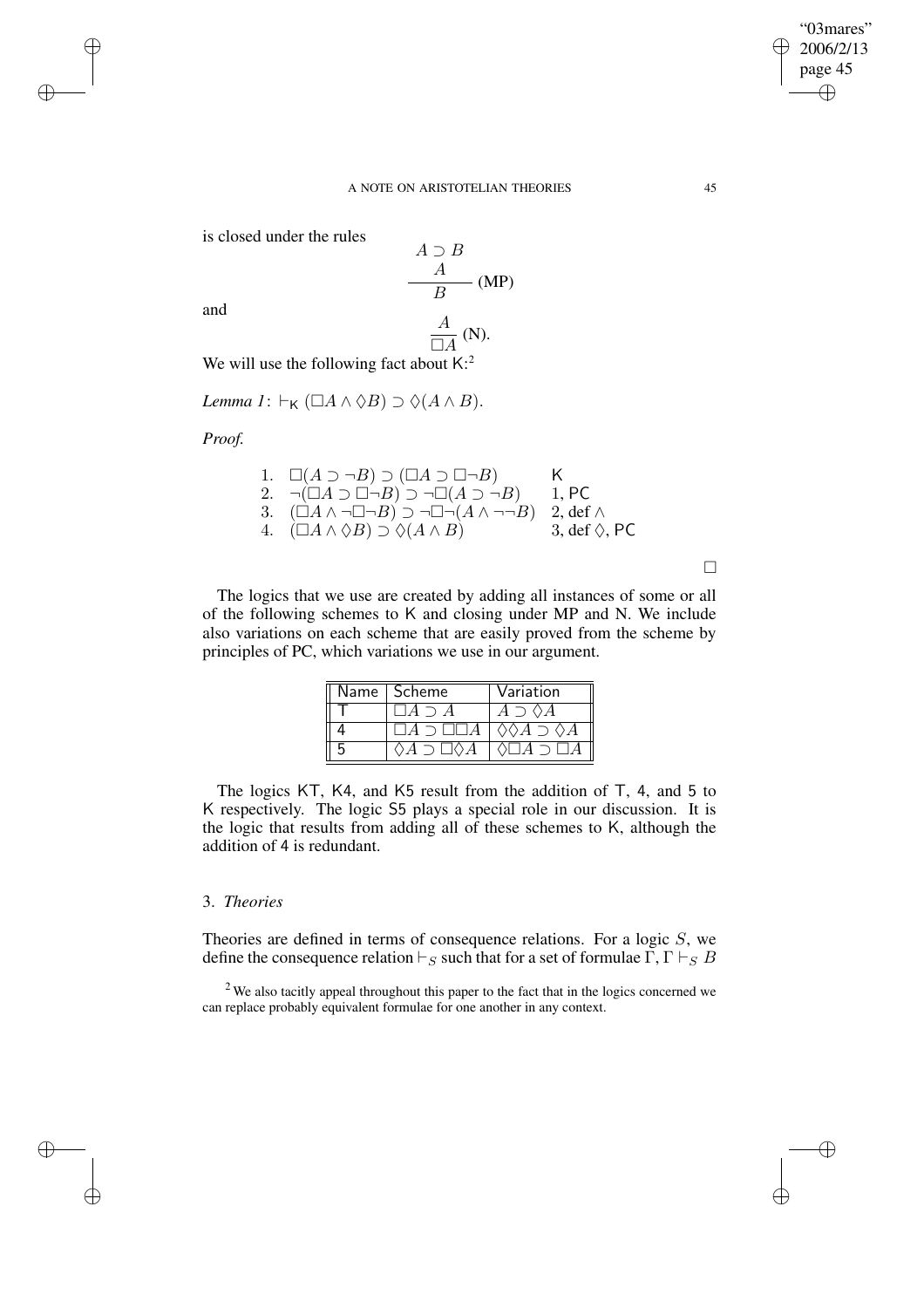is closed under the rules

$$\frac{\begin{array}{c}A \supset B \\ A\end{array}}{B} \text{ (MP)}$$

and

$$\frac{A}{\Box A} \text{ (N)}.$$

We will use the following fact about K:[2]

*Lemma 1*: $\vdash_{\mathsf{K}} (\Box A \wedge \Diamond B) \supset \Diamond(A \wedge B)$.

*Proof.*

| | | |
|---|---|---|
| 1. | $\Box(A \supset \neg B) \supset (\Box A \supset \Box\neg B)$ | K |
| 2. | $\neg(\Box A \supset \Box\neg B) \supset \neg\Box(A \supset \neg B)$ | 1, PC |
| 3. | $(\Box A \wedge \neg\Box\neg B) \supset \neg\Box\neg(A \wedge \neg\neg B)$ | 2, def $\wedge$ |
| 4. | $(\Box A \wedge \Diamond B) \supset \Diamond(A \wedge B)$ | 3, def $\Diamond$, PC |

$\Box$

The logics that we use are created by adding all instances of some or all of the following schemes to K and closing under MP and N. We include also variations on each scheme that are easily proved from the scheme by principles of PC, which variations we use in our argument.

| Name | Scheme | Variation |
|---|---|---|
| T | $\Box A \supset A$ | $A \supset \Diamond A$ |
| 4 | $\Box A \supset \Box\Box A$ | $\Diamond\Diamond A \supset \Diamond A$ |
| 5 | $\Diamond A \supset \Box\Diamond A$ | $\Diamond\Box A \supset \Box A$ |

The logics KT, K4, and K5 result from the addition of T, 4, and 5 to K respectively. The logic S5 plays a special role in our discussion. It is the logic that results from adding all of these schemes to K, although the addition of 4 is redundant.

## 3. *Theories*

Theories are defined in terms of consequence relations. For a logic $S$, we define the consequence relation $\vdash_S$ such that for a set of formulae $\Gamma$, $\Gamma \vdash_S B$

[2] We also tacitly appeal throughout this paper to the fact that in the logics concerned we can replace probably equivalent formulae for one another in any context.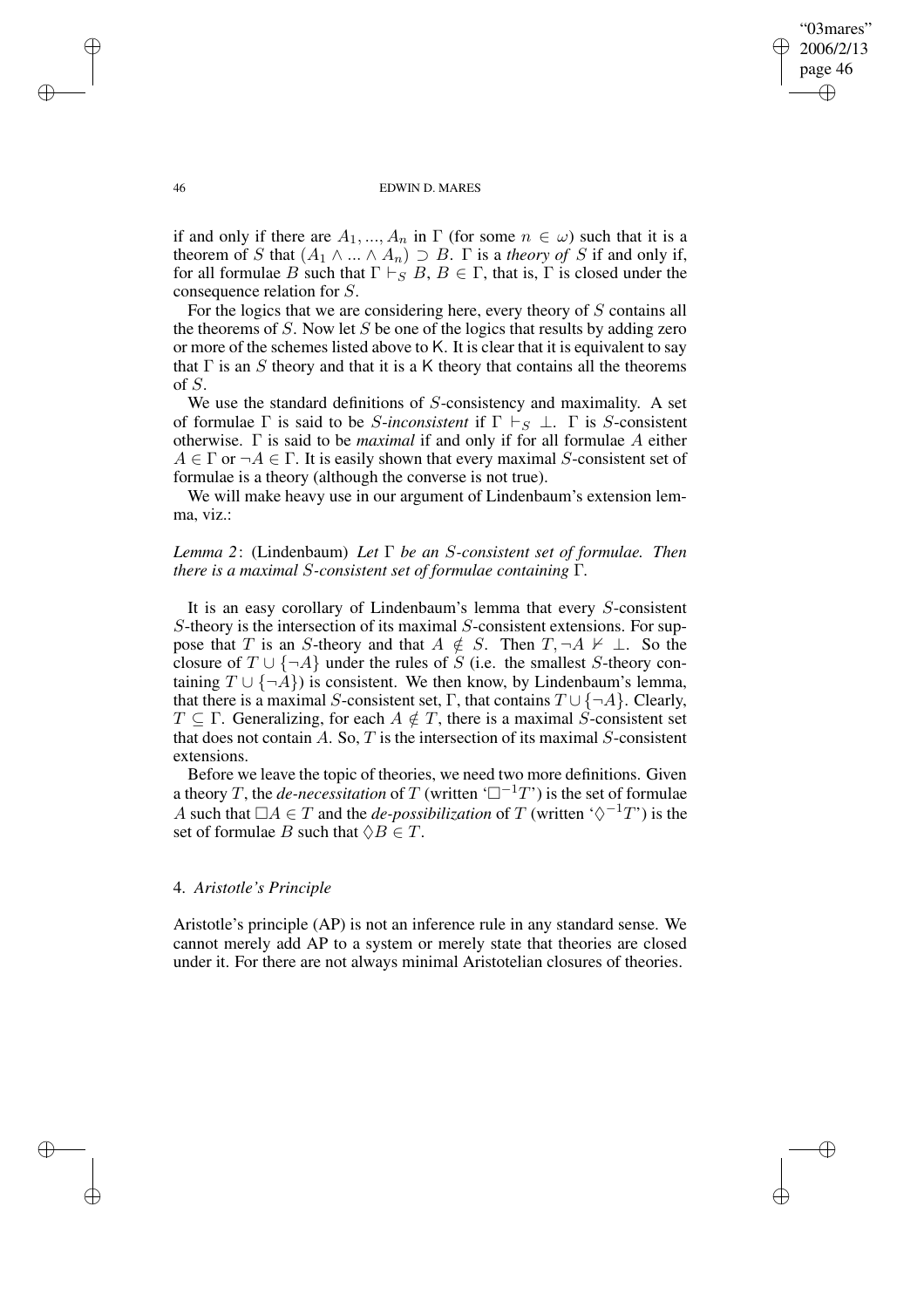if and only if there are $A_1, ..., A_n$ in $\Gamma$ (for some $n \in \omega$) such that it is a theorem of $S$ that $(A_1 \wedge ... \wedge A_n) \supset B$. $\Gamma$ is a *theory of* $S$ if and only if, for all formulae $B$ such that $\Gamma \vdash_S B$, $B \in \Gamma$, that is, $\Gamma$ is closed under the consequence relation for $S$.

For the logics that we are considering here, every theory of $S$ contains all the theorems of $S$. Now let $S$ be one of the logics that results by adding zero or more of the schemes listed above to $\mathsf{K}$. It is clear that it is equivalent to say that $\Gamma$ is an $S$ theory and that it is a $\mathsf{K}$ theory that contains all the theorems of $S$.

We use the standard definitions of $S$-consistency and maximality. A set of formulae $\Gamma$ is said to be *$S$-inconsistent* if $\Gamma \vdash_S \bot$. $\Gamma$ is $S$-consistent otherwise. $\Gamma$ is said to be *maximal* if and only if for all formulae $A$ either $A \in \Gamma$ or $\neg A \in \Gamma$. It is easily shown that every maximal $S$-consistent set of formulae is a theory (although the converse is not true).

We will make heavy use in our argument of Lindenbaum's extension lemma, viz.:

*Lemma 2*: (Lindenbaum) *Let $\Gamma$ be an $S$-consistent set of formulae. Then there is a maximal $S$-consistent set of formulae containing $\Gamma$.*

It is an easy corollary of Lindenbaum's lemma that every $S$-consistent $S$-theory is the intersection of its maximal $S$-consistent extensions. For suppose that $T$ is an $S$-theory and that $A \notin S$. Then $T, \neg A \nvdash \bot$. So the closure of $T \cup \{\neg A\}$ under the rules of $S$ (i.e. the smallest $S$-theory containing $T \cup \{\neg A\}$) is consistent. We then know, by Lindenbaum's lemma, that there is a maximal $S$-consistent set, $\Gamma$, that contains $T \cup \{\neg A\}$. Clearly, $T \subseteq \Gamma$. Generalizing, for each $A \notin T$, there is a maximal $S$-consistent set that does not contain $A$. So, $T$ is the intersection of its maximal $S$-consistent extensions.

Before we leave the topic of theories, we need two more definitions. Given a theory $T$, the *de-necessitation* of $T$ (written '$\Box^{-1}T$') is the set of formulae $A$ such that $\Box A \in T$ and the *de-possibilization* of $T$ (written '$\Diamond^{-1}T$') is the set of formulae $B$ such that $\Diamond B \in T$.

## 4. *Aristotle's Principle*

Aristotle's principle (AP) is not an inference rule in any standard sense. We cannot merely add AP to a system or merely state that theories are closed under it. For there are not always minimal Aristotelian closures of theories.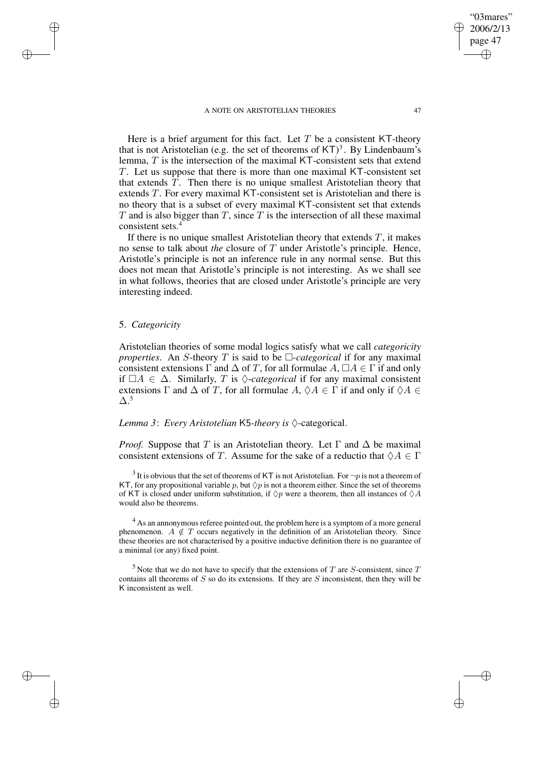Here is a brief argument for this fact. Let $T$ be a consistent $\mathsf{KT}$-theory that is not Aristotelian (e.g. the set of theorems of $\mathsf{KT}$)[3]. By Lindenbaum's lemma, $T$ is the intersection of the maximal $\mathsf{KT}$-consistent sets that extend $T$. Let us suppose that there is more than one maximal $\mathsf{KT}$-consistent set that extends $T$. Then there is no unique smallest Aristotelian theory that extends $T$. For every maximal $\mathsf{KT}$-consistent set is Aristotelian and there is no theory that is a subset of every maximal $\mathsf{KT}$-consistent set that extends $T$ and is also bigger than $T$, since $T$ is the intersection of all these maximal consistent sets.[4]

If there is no unique smallest Aristotelian theory that extends $T$, it makes no sense to talk about *the* closure of $T$ under Aristotle's principle. Hence, Aristotle's principle is not an inference rule in any normal sense. But this does not mean that Aristotle's principle is not interesting. As we shall see in what follows, theories that are closed under Aristotle's principle are very interesting indeed.

## 5. *Categoricity*

Aristotelian theories of some modal logics satisfy what we call *categoricity properties*. An $S$-theory $T$ is said to be $\Box$*-categorical* if for any maximal consistent extensions $\Gamma$ and $\Delta$ of $T$, for all formulae $A$, $\Box A \in \Gamma$ if and only if $\Box A \in \Delta$. Similarly, $T$ is $\Diamond$*-categorical* if for any maximal consistent extensions $\Gamma$ and $\Delta$ of $T$, for all formulae $A$, $\Diamond A \in \Gamma$ if and only if $\Diamond A \in \Delta$.[5]

*Lemma 3*: *Every Aristotelian* $\mathsf{K5}$*-theory is* $\Diamond$-categorical.

*Proof.* Suppose that $T$ is an Aristotelian theory. Let $\Gamma$ and $\Delta$ be maximal consistent extensions of $T$. Assume for the sake of a reductio that $\Diamond A \in \Gamma$

[3] It is obvious that the set of theorems of $\mathsf{KT}$ is not Aristotelian. For $\neg p$ is not a theorem of $\mathsf{KT}$, for any propositional variable $p$, but $\Diamond p$ is not a theorem either. Since the set of theorems of $\mathsf{KT}$ is closed under uniform substitution, if $\Diamond p$ were a theorem, then all instances of $\Diamond A$ would also be theorems.

[4] As an annonymous referee pointed out, the problem here is a symptom of a more general phenomenon. $A \notin T$ occurs negatively in the definition of an Aristotelian theory. Since these theories are not characterised by a positive inductive definition there is no guarantee of a minimal (or any) fixed point.

[5] Note that we do not have to specify that the extensions of $T$ are $S$-consistent, since $T$ contains all theorems of $S$ so do its extensions. If they are $S$ inconsistent, then they will be $\mathsf{K}$ inconsistent as well.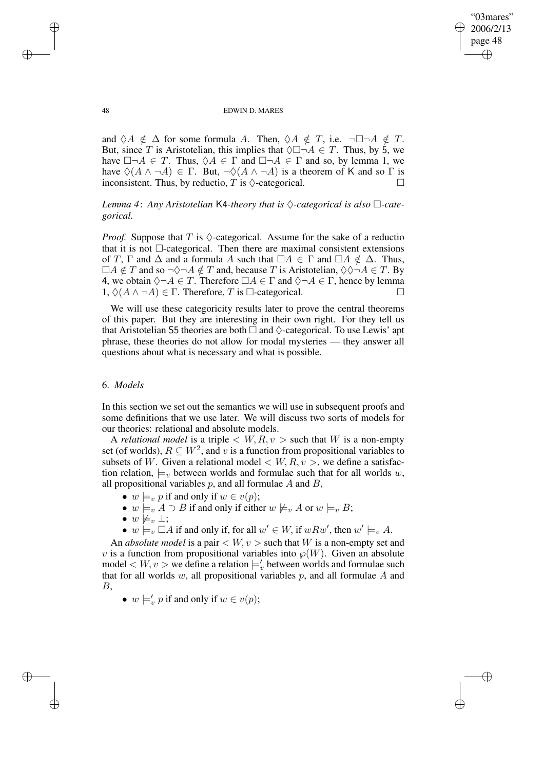and $\Diamond A \notin \Delta$ for some formula $A$. Then, $\Diamond A \notin T$, i.e. $\neg\Box\neg A \notin T$. But, since $T$ is Aristotelian, this implies that $\Diamond\Box\neg A \in T$. Thus, by 5, we have $\Box\neg A \in T$. Thus, $\Diamond A \in \Gamma$ and $\Box\neg A \in \Gamma$ and so, by lemma 1, we have $\Diamond(A \wedge \neg A) \in \Gamma$. But, $\neg\Diamond(A \wedge \neg A)$ is a theorem of K and so $\Gamma$ is inconsistent. Thus, by reductio, $T$ is $\Diamond$-categorical. □

*Lemma 4*: *Any Aristotelian* K4*-theory that is* $\Diamond$*-categorical is also* $\Box$*-categorical.*

*Proof.* Suppose that $T$ is $\Diamond$-categorical. Assume for the sake of a reductio that it is not $\Box$-categorical. Then there are maximal consistent extensions of $T$, $\Gamma$ and $\Delta$ and a formula $A$ such that $\Box A \in \Gamma$ and $\Box A \notin \Delta$. Thus, $\Box A \notin T$ and so $\neg\Diamond\neg A \notin T$ and, because $T$ is Aristotelian, $\Diamond\Diamond\neg A \in T$. By 4, we obtain $\Diamond\neg A \in T$. Therefore $\Box A \in \Gamma$ and $\Diamond\neg A \in \Gamma$, hence by lemma 1, $\Diamond(A \wedge \neg A) \in \Gamma$. Therefore, $T$ is $\Box$-categorical. □

We will use these categoricity results later to prove the central theorems of this paper. But they are interesting in their own right. For they tell us that Aristotelian S5 theories are both $\Box$ and $\Diamond$-categorical. To use Lewis' apt phrase, these theories do not allow for modal mysteries — they answer all questions about what is necessary and what is possible.

## 6. *Models*

In this section we set out the semantics we will use in subsequent proofs and some definitions that we use later. We will discuss two sorts of models for our theories: relational and absolute models.

A *relational model* is a triple $< W, R, v >$ such that $W$ is a non-empty set (of worlds), $R \subseteq W^2$, and $v$ is a function from propositional variables to subsets of $W$. Given a relational model $< W, R, v >$, we define a satisfaction relation, $\models_v$ between worlds and formulae such that for all worlds $w$, all propositional variables $p$, and all formulae $A$ and $B$,

- $w \models_v p$ if and only if $w \in v(p)$;
- $w \models_v A \supset B$ if and only if either $w \not\models_v A$ or $w \models_v B$;
- $w \not\models_v \bot$;
- $w \models_v \Box A$ if and only if, for all $w' \in W$, if $wRw'$, then $w' \models_v A$.

An *absolute model* is a pair $< W, v >$ such that $W$ is a non-empty set and $v$ is a function from propositional variables into $\wp(W)$. Given an absolute model $< W, v >$ we define a relation $\models'_v$ between worlds and formulae such that for all worlds $w$, all propositional variables $p$, and all formulae $A$ and $B$,

- $w \models'_v p$ if and only if $w \in v(p)$;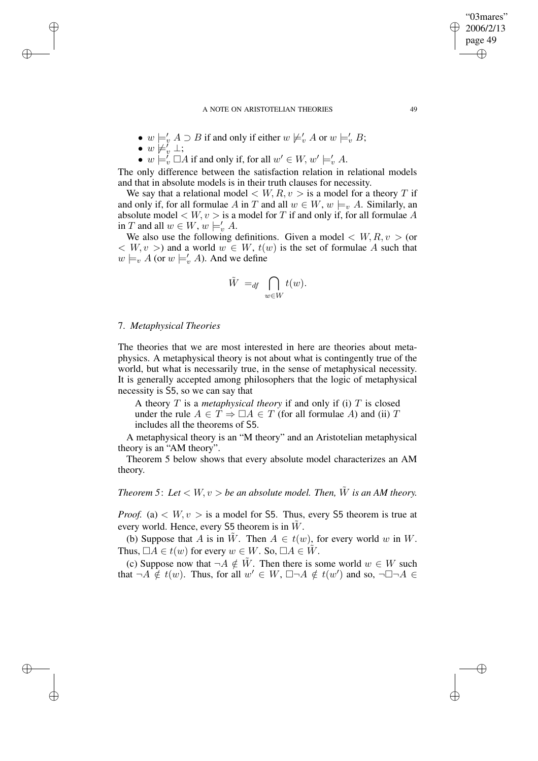- $w \models'_v A \supset B$ if and only if either $w \not\models'_v A$ or $w \models'_v B$;
- $w \not\models'_v \bot$;
- $w \models'_v \Box A$ if and only if, for all $w' \in W$, $w' \models'_v A$.

The only difference between the satisfaction relation in relational models and that in absolute models is in their truth clauses for necessity.

We say that a relational model $< W, R, v >$ is a model for a theory $T$ if and only if, for all formulae $A$ in $T$ and all $w \in W$, $w \models_v A$. Similarly, an absolute model $< W, v >$ is a model for $T$ if and only if, for all formulae $A$ in $T$ and all $w \in W$, $w \models'_v A$.

We also use the following definitions. Given a model $< W, R, v >$ (or $< W, v >$) and a world $w \in W$, $t(w)$ is the set of formulae $A$ such that $w \models_v A$ (or $w \models'_v A$). And we define

$$\tilde{W} =_{df} \bigcap_{w \in W} t(w).$$

## 7. *Metaphysical Theories*

The theories that we are most interested in here are theories about metaphysics. A metaphysical theory is not about what is contingently true of the world, but what is necessarily true, in the sense of metaphysical necessity. It is generally accepted among philosophers that the logic of metaphysical necessity is S5, so we can say that

A theory $T$ is a *metaphysical theory* if and only if (i) $T$ is closed under the rule $A \in T \Rightarrow \Box A \in T$ (for all formulae $A$) and (ii) $T$ includes all the theorems of S5.

A metaphysical theory is an "M theory" and an Aristotelian metaphysical theory is an "AM theory".

Theorem 5 below shows that every absolute model characterizes an AM theory.

*Theorem 5*: *Let $< W, v >$ be an absolute model. Then, $\tilde{W}$ is an AM theory.*

*Proof.* (a) $< W, v >$ is a model for S5. Thus, every S5 theorem is true at every world. Hence, every S5 theorem is in $\tilde{W}$.

(b) Suppose that $A$ is in $\tilde{W}$. Then $A \in t(w)$, for every world $w$ in $W$. Thus, $\Box A \in t(w)$ for every $w \in W$. So, $\Box A \in \tilde{W}$.

(c) Suppose now that $\neg A \notin \tilde{W}$. Then there is some world $w \in W$ such that $\neg A \notin t(w)$. Thus, for all $w' \in W$, $\Box \neg A \notin t(w')$ and so, $\neg \Box \neg A \in$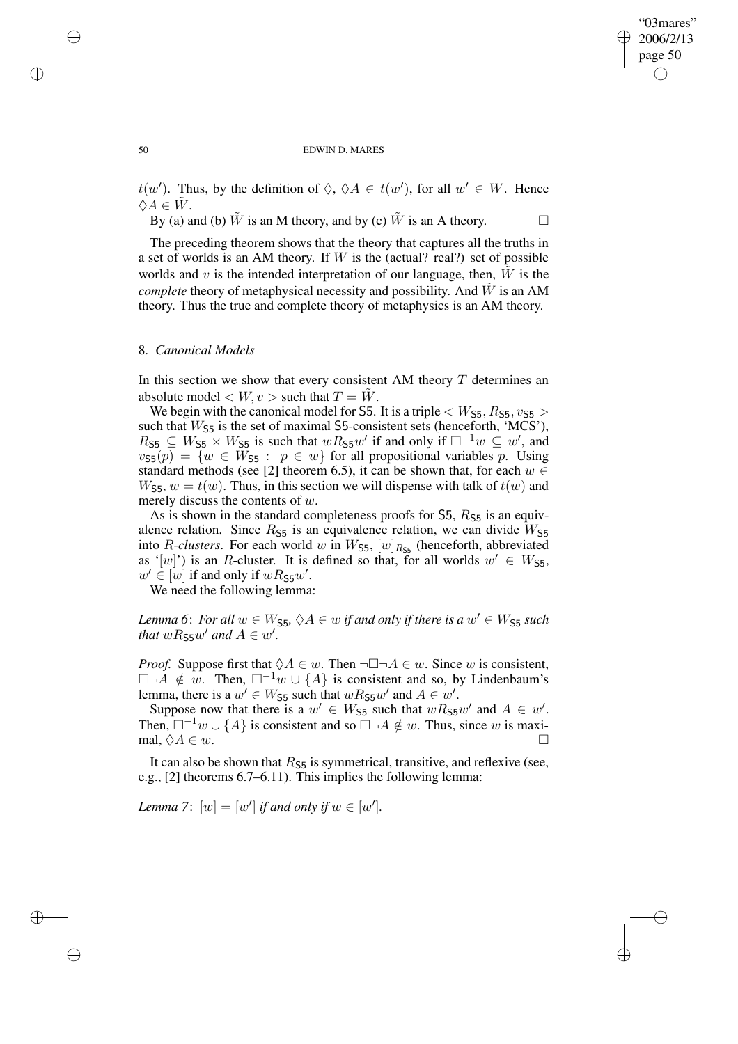$t(w')$. Thus, by the definition of $\Diamond$, $\Diamond A \in t(w')$, for all $w' \in W$. Hence $\Diamond A \in \tilde{W}$.

By (a) and (b) $\tilde{W}$ is an M theory, and by (c) $\tilde{W}$ is an A theory. □

The preceding theorem shows that the theory that captures all the truths in a set of worlds is an AM theory. If $W$ is the (actual? real?) set of possible worlds and $v$ is the intended interpretation of our language, then, $\tilde{W}$ is the *complete* theory of metaphysical necessity and possibility. And $\tilde{W}$ is an AM theory. Thus the true and complete theory of metaphysics is an AM theory.

## 8. *Canonical Models*

In this section we show that every consistent AM theory $T$ determines an absolute model $< W, v >$ such that $T = \tilde{W}$.

We begin with the canonical model for S5. It is a triple $< W_{\mathsf{S5}}, R_{\mathsf{S5}}, v_{\mathsf{S5}} >$ such that $W_{\mathsf{S5}}$ is the set of maximal S5-consistent sets (henceforth, 'MCS'), $R_{\mathsf{S5}} \subseteq W_{\mathsf{S5}} \times W_{\mathsf{S5}}$ is such that $wR_{\mathsf{S5}}w'$ if and only if $\Box^{-1}w \subseteq w'$, and $v_{\mathsf{S5}}(p) = \{w \in W_{\mathsf{S5}} : p \in w\}$ for all propositional variables $p$. Using standard methods (see [2] theorem 6.5), it can be shown that, for each $w \in W_{\mathsf{S5}}$, $w = t(w)$. Thus, in this section we will dispense with talk of $t(w)$ and merely discuss the contents of $w$.

As is shown in the standard completeness proofs for S5, $R_{\mathsf{S5}}$ is an equivalence relation. Since $R_{\mathsf{S5}}$ is an equivalence relation, we can divide $W_{\mathsf{S5}}$ into *R-clusters*. For each world $w$ in $W_{\mathsf{S5}}$, $[w]_{R_{\mathsf{S5}}}$ (henceforth, abbreviated as '$[w]$') is an $R$-cluster. It is defined so that, for all worlds $w' \in W_{\mathsf{S5}}$, $w' \in [w]$ if and only if $wR_{\mathsf{S5}}w'$.

We need the following lemma:

*Lemma 6*: *For all $w \in W_{\mathsf{S5}}$, $\Diamond A \in w$ if and only if there is a $w' \in W_{\mathsf{S5}}$ such that $wR_{\mathsf{S5}}w'$ and $A \in w'$.*

*Proof.* Suppose first that $\Diamond A \in w$. Then $\neg\Box\neg A \in w$. Since $w$ is consistent, $\Box\neg A \notin w$. Then, $\Box^{-1}w \cup \{A\}$ is consistent and so, by Lindenbaum's lemma, there is a $w' \in W_{\mathsf{S5}}$ such that $wR_{\mathsf{S5}}w'$ and $A \in w'$.

Suppose now that there is a $w' \in W_{\mathsf{S5}}$ such that $wR_{\mathsf{S5}}w'$ and $A \in w'$. Then, $\Box^{-1}w \cup \{A\}$ is consistent and so $\Box\neg A \notin w$. Thus, since $w$ is maximal, $\Diamond A \in w$. □

It can also be shown that $R_{\mathsf{S5}}$ is symmetrical, transitive, and reflexive (see, e.g., [2] theorems 6.7–6.11). This implies the following lemma:

*Lemma 7*: $[w] = [w']$ *if and only if* $w \in [w']$.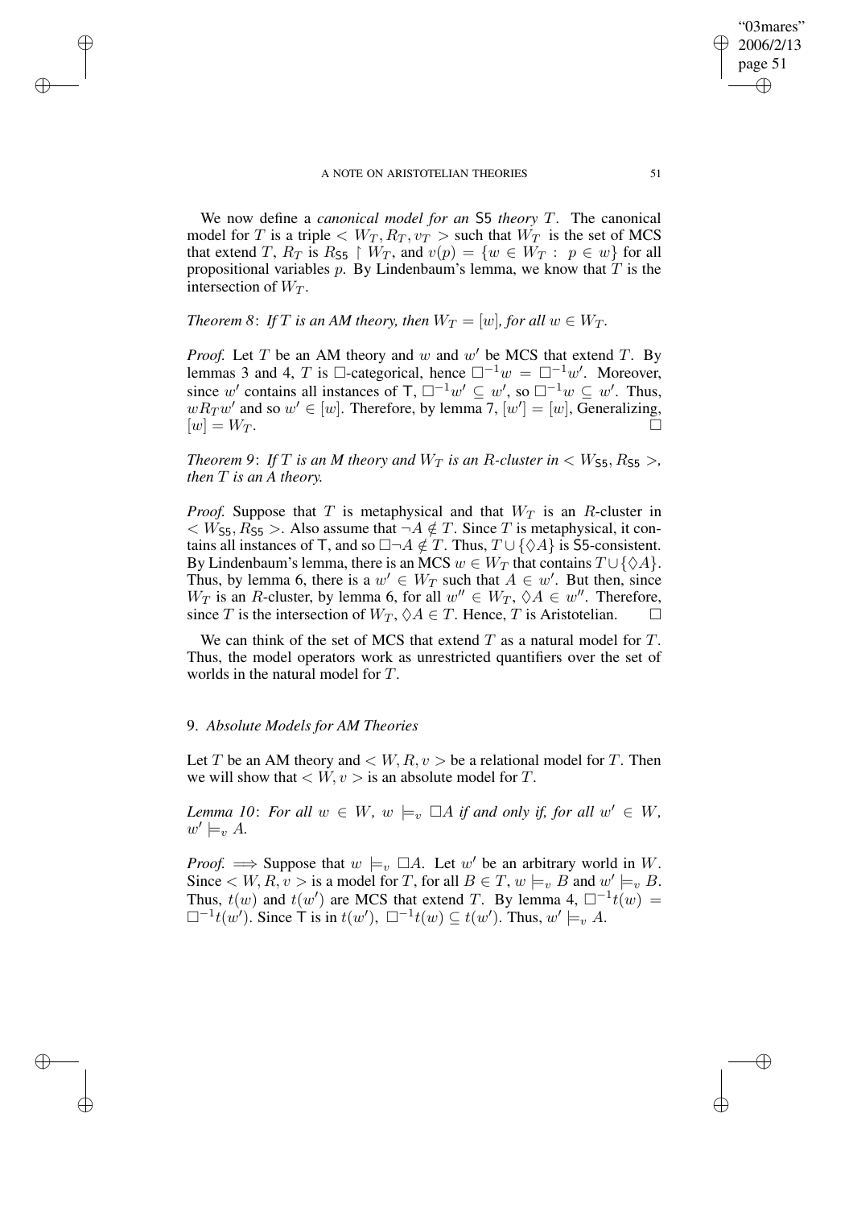We now define a *canonical model for an* S5 *theory* $T$. The canonical model for $T$ is a triple $< W_T, R_T, v_T >$ such that $W_T$ is the set of MCS that extend $T$, $R_T$ is $R_{\mathsf{S5}} \restriction W_T$, and $v(p) = \{w \in W_T : \; p \in w\}$ for all propositional variables $p$. By Lindenbaum's lemma, we know that $T$ is the intersection of $W_T$.

*Theorem 8*: *If $T$ is an AM theory, then $W_T = [w]$, for all $w \in W_T$.*

*Proof.* Let $T$ be an AM theory and $w$ and $w'$ be MCS that extend $T$. By lemmas 3 and 4, $T$ is $\Box$-categorical, hence $\Box^{-1}w = \Box^{-1}w'$. Moreover, since $w'$ contains all instances of $\mathsf{T}$, $\Box^{-1}w' \subseteq w'$, so $\Box^{-1}w \subseteq w'$. Thus, $wR_Tw'$ and so $w' \in [w]$. Therefore, by lemma 7, $[w'] = [w]$, Generalizing, $[w] = W_T$. $\Box$

*Theorem 9*: *If $T$ is an M theory and $W_T$ is an $R$-cluster in $< W_{\mathsf{S5}}, R_{\mathsf{S5}} >$, then $T$ is an A theory.*

*Proof.* Suppose that $T$ is metaphysical and that $W_T$ is an $R$-cluster in $< W_{\mathsf{S5}}, R_{\mathsf{S5}} >$. Also assume that $\neg A \notin T$. Since $T$ is metaphysical, it contains all instances of $\mathsf{T}$, and so $\Box\neg A \notin T$. Thus, $T \cup \{\Diamond A\}$ is $\mathsf{S5}$-consistent. By Lindenbaum's lemma, there is an MCS $w \in W_T$ that contains $T \cup \{\Diamond A\}$. Thus, by lemma 6, there is a $w' \in W_T$ such that $A \in w'$. But then, since $W_T$ is an $R$-cluster, by lemma 6, for all $w'' \in W_T$, $\Diamond A \in w''$. Therefore, since $T$ is the intersection of $W_T$, $\Diamond A \in T$. Hence, $T$ is Aristotelian. $\Box$

We can think of the set of MCS that extend $T$ as a natural model for $T$. Thus, the model operators work as unrestricted quantifiers over the set of worlds in the natural model for $T$.

## 9. *Absolute Models for AM Theories*

Let $T$ be an AM theory and $< W, R, v >$ be a relational model for $T$. Then we will show that $< W, v >$ is an absolute model for $T$.

*Lemma 10*: *For all $w \in W$, $w \models_v \Box A$ if and only if, for all $w' \in W$, $w' \models_v A$.*

*Proof.* $\Longrightarrow$ Suppose that $w \models_v \Box A$. Let $w'$ be an arbitrary world in $W$. Since $< W, R, v >$ is a model for $T$, for all $B \in T$, $w \models_v B$ and $w' \models_v B$. Thus, $t(w)$ and $t(w')$ are MCS that extend $T$. By lemma 4, $\Box^{-1}t(w) = \Box^{-1}t(w')$. Since $\mathsf{T}$ is in $t(w')$, $\Box^{-1}t(w) \subseteq t(w')$. Thus, $w' \models_v A$.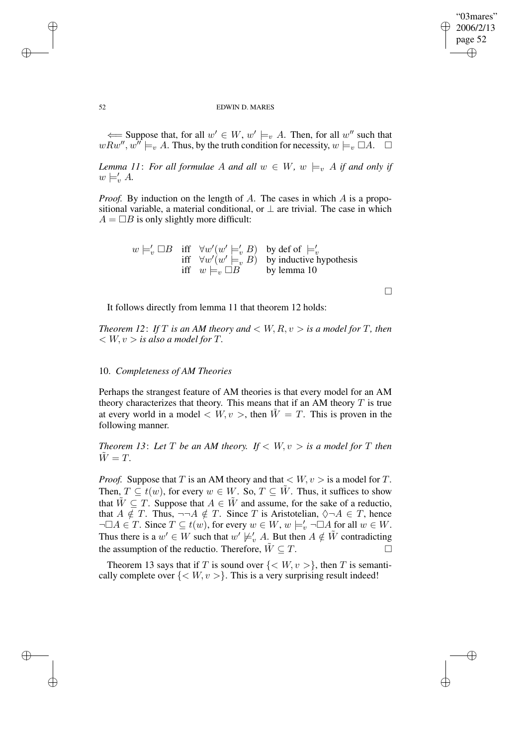$\Longleftarrow$ Suppose that, for all $w' \in W$, $w' \models_v A$. Then, for all $w''$ such that $wRw''$, $w'' \models_v A$. Thus, by the truth condition for necessity, $w \models_v \Box A$. $\Box$

*Lemma 11*: *For all formulae $A$ and all $w \in W$, $w \models_v A$ if and only if $w \models'_v A$.*

*Proof.* By induction on the length of $A$. The cases in which $A$ is a propositional variable, a material conditional, or $\bot$ are trivial. The case in which $A = \Box B$ is only slightly more difficult:

$$
\begin{array}{llll}
w \models'_v \Box B & \text{iff} & \forall w'(w' \models'_v B) & \text{by def of } \models'_v \\
 & \text{iff} & \forall w'(w' \models_v B) & \text{by inductive hypothesis} \\
 & \text{iff} & w \models_v \Box B & \text{by lemma 10}
\end{array}
$$

$\Box$

It follows directly from lemma 11 that theorem 12 holds:

*Theorem 12*: *If $T$ is an AM theory and $< W, R, v >$ is a model for $T$, then $< W, v >$ is also a model for $T$.*

## 10. *Completeness of AM Theories*

Perhaps the strangest feature of AM theories is that every model for an AM theory characterizes that theory. This means that if an AM theory $T$ is true at every world in a model $< W, v >$, then $\tilde{W} = T$. This is proven in the following manner.

*Theorem 13*: *Let $T$ be an AM theory. If $< W, v >$ is a model for $T$ then $\tilde{W} = T$.*

*Proof.* Suppose that $T$ is an AM theory and that $< W, v >$ is a model for $T$. Then, $T \subseteq t(w)$, for every $w \in W$. So, $T \subseteq \tilde{W}$. Thus, it suffices to show that $\tilde{W} \subseteq T$. Suppose that $A \in \tilde{W}$ and assume, for the sake of a reductio, that $A \notin T$. Thus, $\neg\neg A \notin T$. Since $T$ is Aristotelian, $\Diamond\neg A \in T$, hence $\neg\Box A \in T$. Since $T \subseteq t(w)$, for every $w \in W$, $w \models'_v \neg\Box A$ for all $w \in W$. Thus there is a $w' \in W$ such that $w' \not\models'_v A$. But then $A \notin \tilde{W}$ contradicting the assumption of the reductio. Therefore, $\tilde{W} \subseteq T$. $\Box$

Theorem 13 says that if $T$ is sound over $\{< W, v >\}$, then $T$ is semantically complete over $\{< W, v >\}$. This is a very surprising result indeed!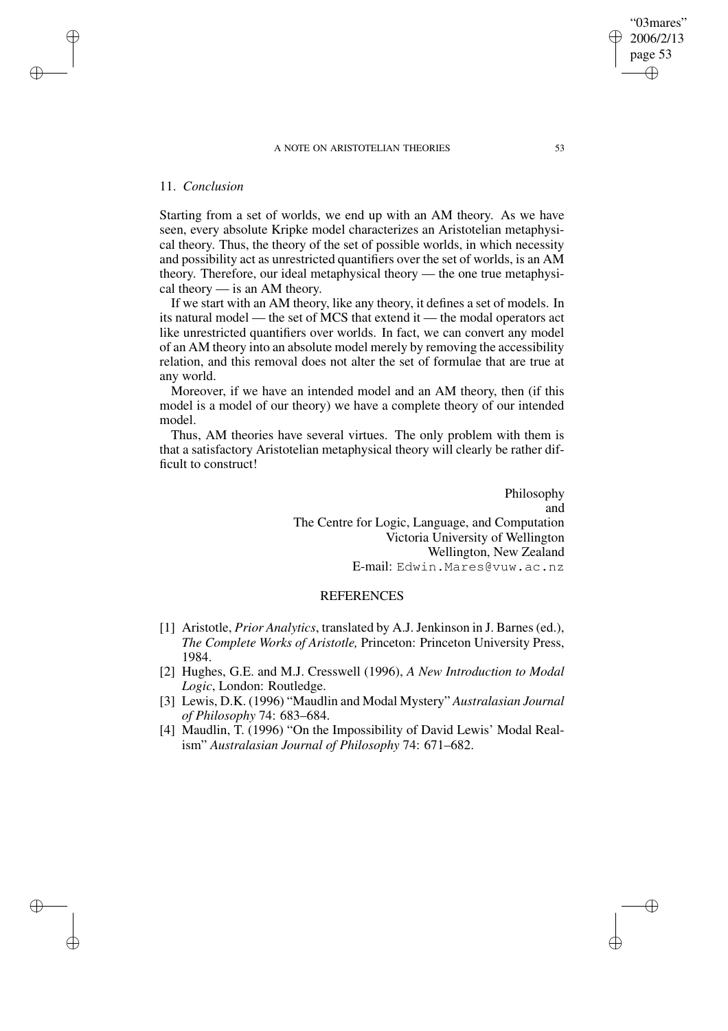## 11. *Conclusion*

Starting from a set of worlds, we end up with an AM theory. As we have seen, every absolute Kripke model characterizes an Aristotelian metaphysical theory. Thus, the theory of the set of possible worlds, in which necessity and possibility act as unrestricted quantifiers over the set of worlds, is an AM theory. Therefore, our ideal metaphysical theory — the one true metaphysical theory — is an AM theory.

If we start with an AM theory, like any theory, it defines a set of models. In its natural model — the set of MCS that extend it — the modal operators act like unrestricted quantifiers over worlds. In fact, we can convert any model of an AM theory into an absolute model merely by removing the accessibility relation, and this removal does not alter the set of formulae that are true at any world.

Moreover, if we have an intended model and an AM theory, then (if this model is a model of our theory) we have a complete theory of our intended model.

Thus, AM theories have several virtues. The only problem with them is that a satisfactory Aristotelian metaphysical theory will clearly be rather difficult to construct!

Philosophy
and
The Centre for Logic, Language, and Computation
Victoria University of Wellington
Wellington, New Zealand
E-mail: `Edwin.Mares@vuw.ac.nz`

## REFERENCES

[1] Aristotle, *Prior Analytics*, translated by A.J. Jenkinson in J. Barnes (ed.), *The Complete Works of Aristotle,* Princeton: Princeton University Press, 1984.

[2] Hughes, G.E. and M.J. Cresswell (1996), *A New Introduction to Modal Logic*, London: Routledge.

[3] Lewis, D.K. (1996) "Maudlin and Modal Mystery" *Australasian Journal of Philosophy* 74: 683–684.

[4] Maudlin, T. (1996) "On the Impossibility of David Lewis' Modal Realism" *Australasian Journal of Philosophy* 74: 671–682.